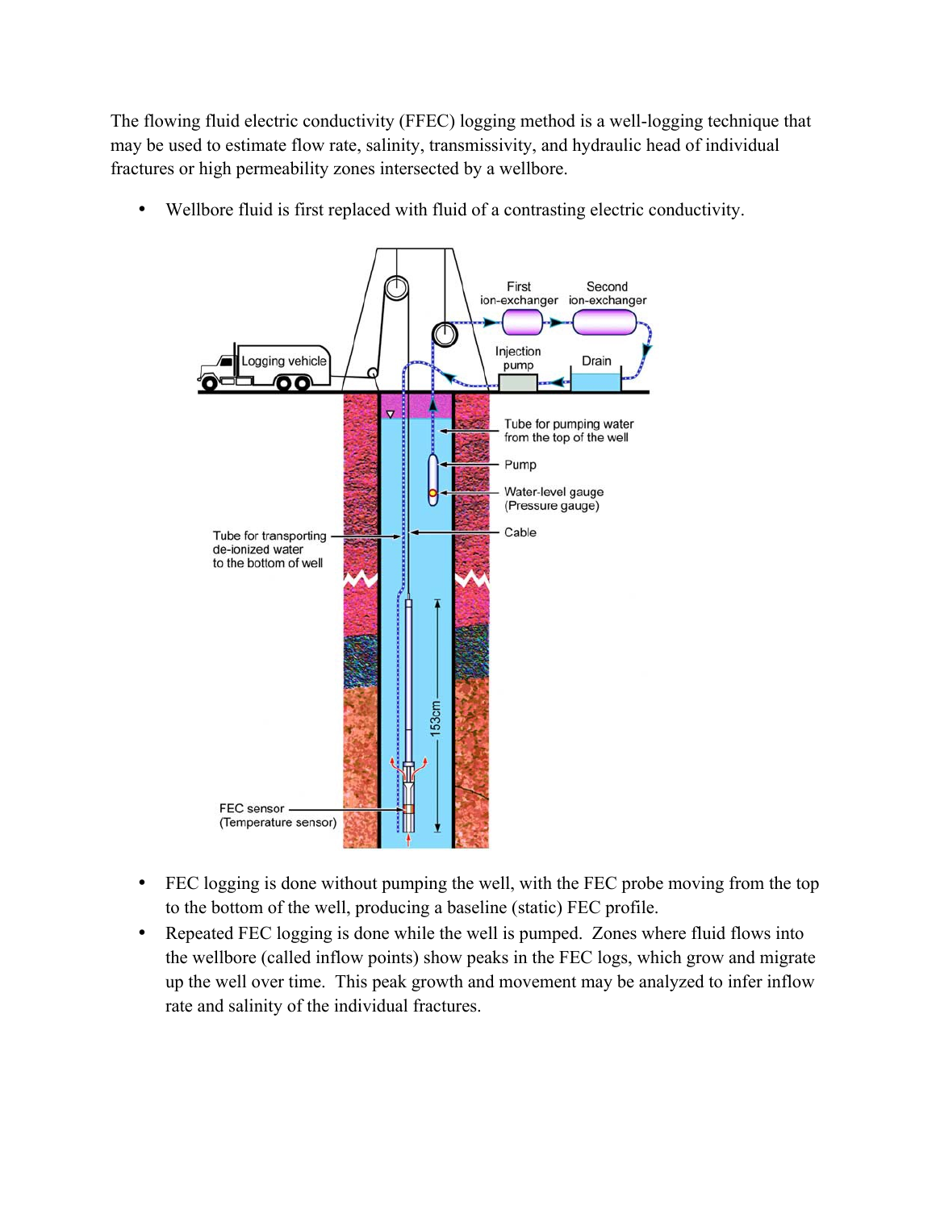The flowing fluid electric conductivity (FFEC) logging method is a well-logging technique that may be used to estimate flow rate, salinity, transmissivity, and hydraulic head of individual fractures or high permeability zones intersected by a wellbore.

- Wellbore fluid is first replaced with fluid of a contrasting electric conductivity.

- FEC logging is done without pumping the well, with the FEC probe moving from the top to the bottom of the well, producing a baseline (static) FEC profile.
- Repeated FEC logging is done while the well is pumped. Zones where fluid flows into the wellbore (called inflow points) show peaks in the FEC logs, which grow and migrate up the well over time. This peak growth and movement may be analyzed to infer inflow rate and salinity of the individual fractures.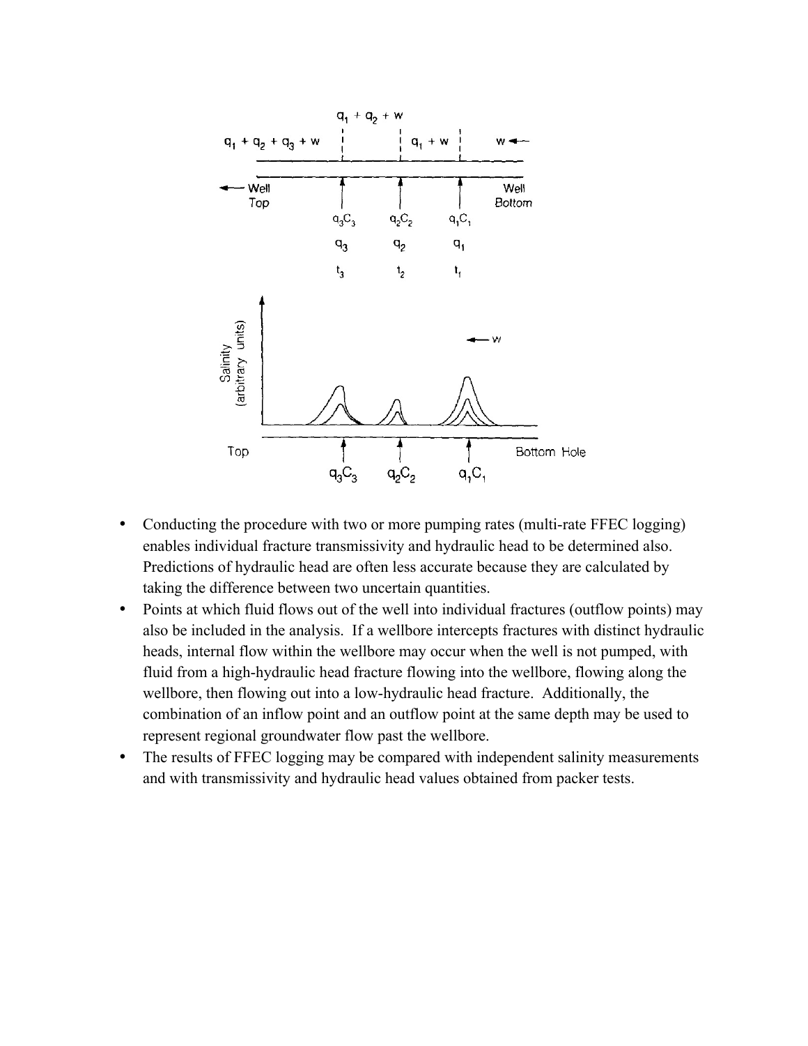$q_1 + q_2 + w$

$q_1 + q_2 + q_3 + w$

$q_1 + w$

$w$

Well Top

Well Bottom

$q_3C_3$ $q_2C_2$ $q_1C_1$

$q_3$ $q_2$ $q_1$

$t_3$ $t_2$ $t_1$

Salinity (arbitrary units)

$w$

Top

Bottom Hole

$q_3C_3$ $q_2C_2$ $q_1C_1$

- Conducting the procedure with two or more pumping rates (multi-rate FFEC logging) enables individual fracture transmissivity and hydraulic head to be determined also. Predictions of hydraulic head are often less accurate because they are calculated by taking the difference between two uncertain quantities.
- Points at which fluid flows out of the well into individual fractures (outflow points) may also be included in the analysis. If a wellbore intercepts fractures with distinct hydraulic heads, internal flow within the wellbore may occur when the well is not pumped, with fluid from a high-hydraulic head fracture flowing into the wellbore, flowing along the wellbore, then flowing out into a low-hydraulic head fracture. Additionally, the combination of an inflow point and an outflow point at the same depth may be used to represent regional groundwater flow past the wellbore.
- The results of FFEC logging may be compared with independent salinity measurements and with transmissivity and hydraulic head values obtained from packer tests.